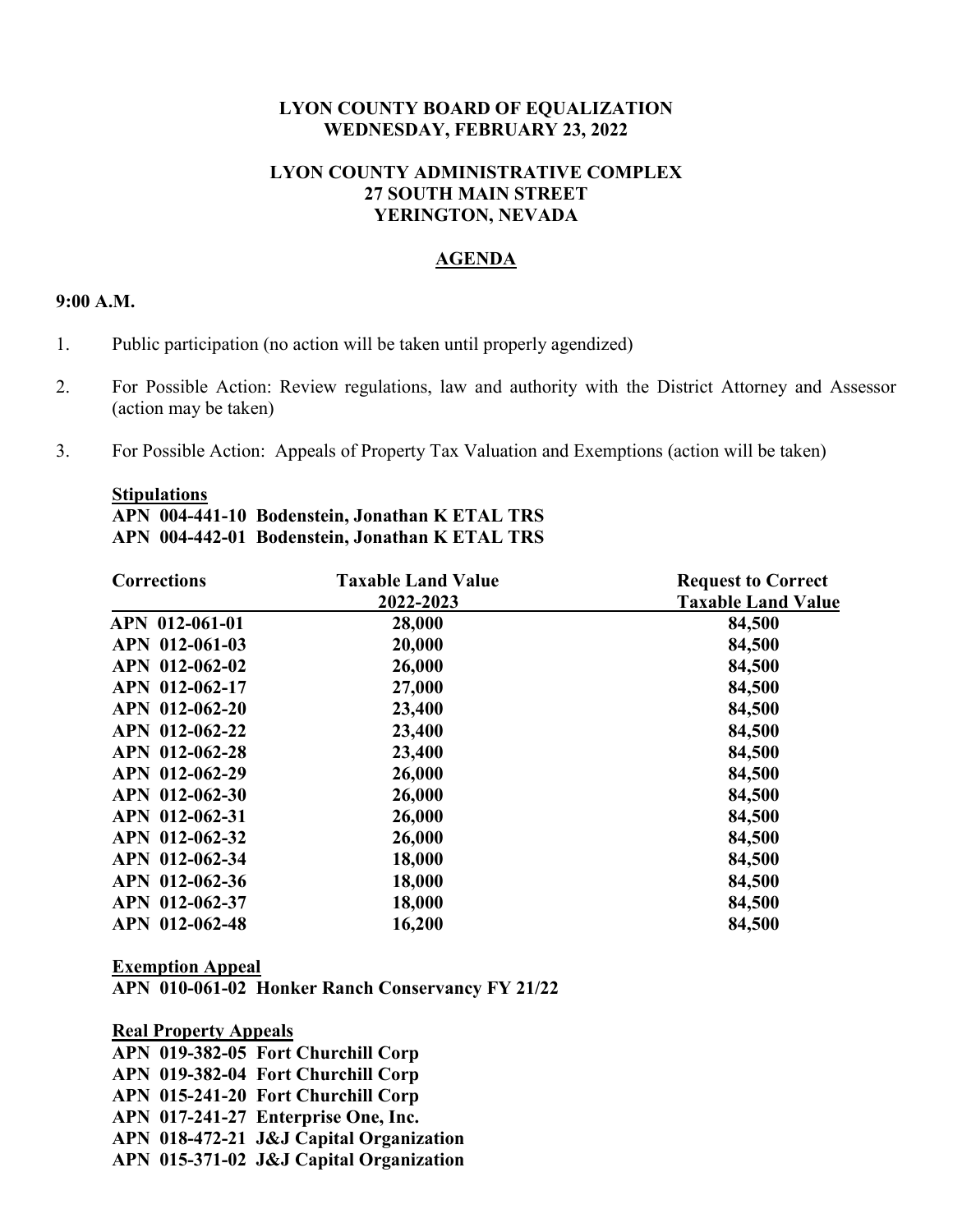**LYON COUNTY BOARD OF EQUALIZATION**
**WEDNESDAY, FEBRUARY 23, 2022**

**LYON COUNTY ADMINISTRATIVE COMPLEX**
**27 SOUTH MAIN STREET**
**YERINGTON, NEVADA**

**AGENDA**

**9:00 A.M.**

1. Public participation (no action will be taken until properly agendized)

2. For Possible Action: Review regulations, law and authority with the District Attorney and Assessor (action may be taken)

3. For Possible Action: Appeals of Property Tax Valuation and Exemptions (action will be taken)

**Stipulations**
**APN 004-441-10 Bodenstein, Jonathan K ETAL TRS**
**APN 004-442-01 Bodenstein, Jonathan K ETAL TRS**

| Corrections | Taxable Land Value 2022-2023 | Request to Correct Taxable Land Value |
|---|---|---|
| APN 012-061-01 | 28,000 | 84,500 |
| APN 012-061-03 | 20,000 | 84,500 |
| APN 012-062-02 | 26,000 | 84,500 |
| APN 012-062-17 | 27,000 | 84,500 |
| APN 012-062-20 | 23,400 | 84,500 |
| APN 012-062-22 | 23,400 | 84,500 |
| APN 012-062-28 | 23,400 | 84,500 |
| APN 012-062-29 | 26,000 | 84,500 |
| APN 012-062-30 | 26,000 | 84,500 |
| APN 012-062-31 | 26,000 | 84,500 |
| APN 012-062-32 | 26,000 | 84,500 |
| APN 012-062-34 | 18,000 | 84,500 |
| APN 012-062-36 | 18,000 | 84,500 |
| APN 012-062-37 | 18,000 | 84,500 |
| APN 012-062-48 | 16,200 | 84,500 |

**Exemption Appeal**
**APN 010-061-02 Honker Ranch Conservancy FY 21/22**

**Real Property Appeals**
**APN 019-382-05 Fort Churchill Corp**
**APN 019-382-04 Fort Churchill Corp**
**APN 015-241-20 Fort Churchill Corp**
**APN 017-241-27 Enterprise One, Inc.**
**APN 018-472-21 J&J Capital Organization**
**APN 015-371-02 J&J Capital Organization**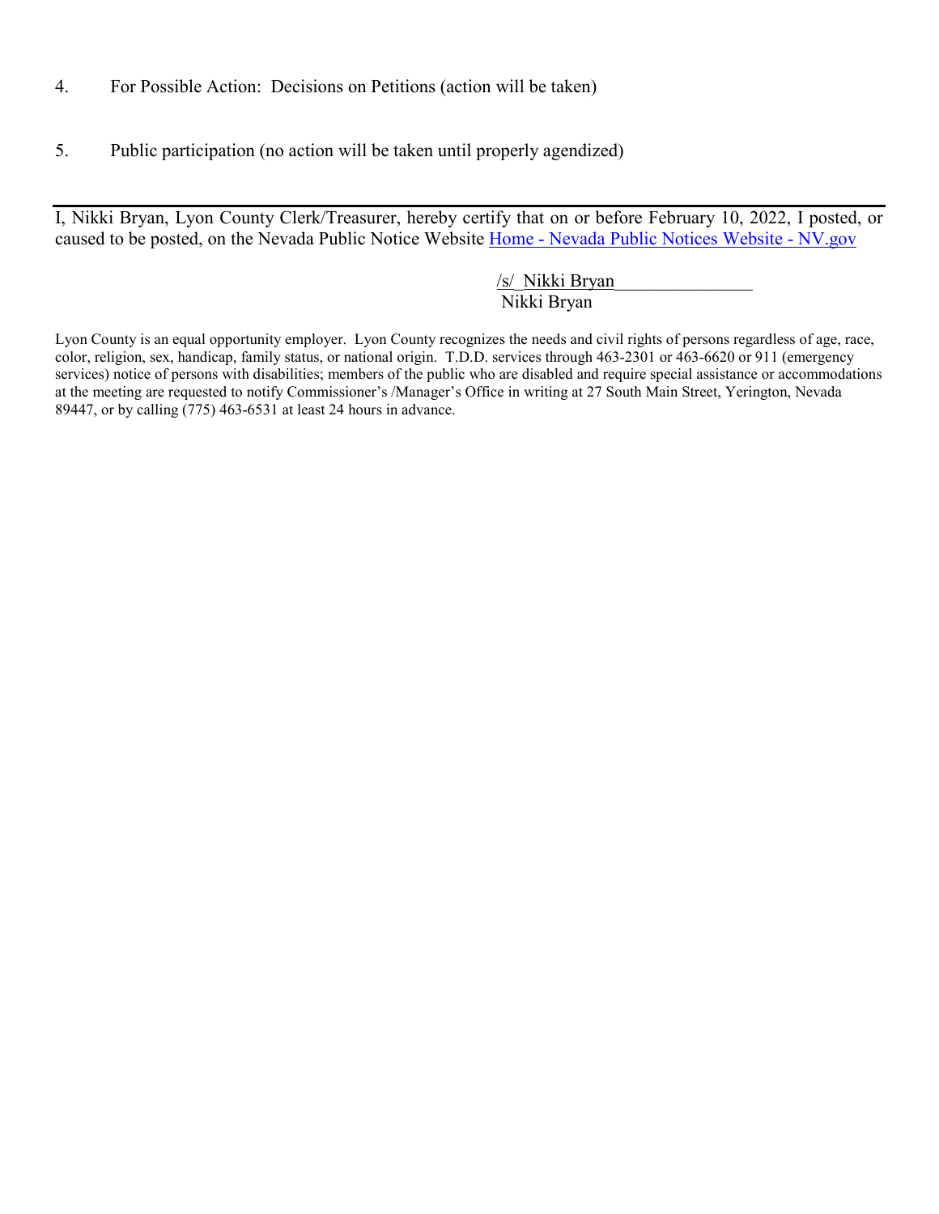4. For Possible Action: Decisions on Petitions (action will be taken)

5. Public participation (no action will be taken until properly agendized)

---

I, Nikki Bryan, Lyon County Clerk/Treasurer, hereby certify that on or before February 10, 2022, I posted, or caused to be posted, on the Nevada Public Notice Website [Home - Nevada Public Notices Website - NV.gov]()

/s/ Nikki Bryan
Nikki Bryan

Lyon County is an equal opportunity employer. Lyon County recognizes the needs and civil rights of persons regardless of age, race, color, religion, sex, handicap, family status, or national origin. T.D.D. services through 463-2301 or 463-6620 or 911 (emergency services) notice of persons with disabilities; members of the public who are disabled and require special assistance or accommodations at the meeting are requested to notify Commissioner's /Manager's Office in writing at 27 South Main Street, Yerington, Nevada 89447, or by calling (775) 463-6531 at least 24 hours in advance.